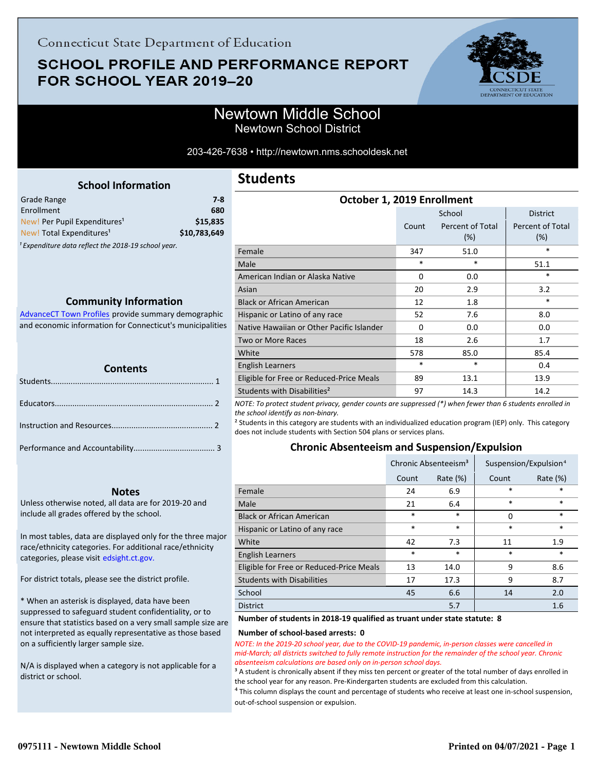Connecticut State Department of Education

# SCHOOL PROFILE AND PERFORMANCE REPORT FOR SCHOOL YEAR 2019–20

## Newtown Middle School

Newtown School District

203-426-7638 • http://newtown.nms.schooldesk.net

### School Information

| | |
|---|---|
| Grade Range | **7-8** |
| Enrollment | **680** |
| New! Per Pupil Expenditures[1] | **$15,835** |
| New! Total Expenditures[1] | **$10,783,649** |

*[1] Expenditure data reflect the 2018-19 school year.*

### Community Information

AdvanceCT Town Profiles provide summary demographic and economic information for Connecticut's municipalities

### Contents

Students........................................................................ 1

Educators...................................................................... 2

Instruction and Resources............................................. 2

Performance and Accountability.................................... 3

### Notes

Unless otherwise noted, all data are for 2019-20 and include all grades offered by the school.

In most tables, data are displayed only for the three major race/ethnicity categories. For additional race/ethnicity categories, please visit edsight.ct.gov.

For district totals, please see the district profile.

* When an asterisk is displayed, data have been suppressed to safeguard student confidentiality, or to ensure that statistics based on a very small sample size are not interpreted as equally representative as those based on a sufficiently larger sample size.

N/A is displayed when a category is not applicable for a district or school.

## Students

### October 1, 2019 Enrollment

| | School | | District |
|---|---|---|---|
| | Count | Percent of Total (%) | Percent of Total (%) |
| Female | 347 | 51.0 | * |
| Male | * | * | 51.1 |
| American Indian or Alaska Native | 0 | 0.0 | * |
| Asian | 20 | 2.9 | 3.2 |
| Black or African American | 12 | 1.8 | * |
| Hispanic or Latino of any race | 52 | 7.6 | 8.0 |
| Native Hawaiian or Other Pacific Islander | 0 | 0.0 | 0.0 |
| Two or More Races | 18 | 2.6 | 1.7 |
| White | 578 | 85.0 | 85.4 |
| English Learners | * | * | 0.4 |
| Eligible for Free or Reduced-Price Meals | 89 | 13.1 | 13.9 |
| Students with Disabilities[2] | 97 | 14.3 | 14.2 |

*NOTE: To protect student privacy, gender counts are suppressed (*) when fewer than 6 students enrolled in the school identify as non-binary.*

[2] Students in this category are students with an individualized education program (IEP) only. This category does not include students with Section 504 plans or services plans.

### Chronic Absenteeism and Suspension/Expulsion

| | Chronic Absenteeism[3] | | Suspension/Expulsion[4] | |
|---|---|---|---|---|
| | Count | Rate (%) | Count | Rate (%) |
| Female | 24 | 6.9 | * | * |
| Male | 21 | 6.4 | * | * |
| Black or African American | * | * | 0 | * |
| Hispanic or Latino of any race | * | * | * | * |
| White | 42 | 7.3 | 11 | 1.9 |
| English Learners | * | * | * | * |
| Eligible for Free or Reduced-Price Meals | 13 | 14.0 | 9 | 8.6 |
| Students with Disabilities | 17 | 17.3 | 9 | 8.7 |
| School | 45 | 6.6 | 14 | 2.0 |
| District | | 5.7 | | 1.6 |

**Number of students in 2018-19 qualified as truant under state statute: 8**

**Number of school-based arrests: 0**

*NOTE: In the 2019-20 school year, due to the COVID-19 pandemic, in-person classes were cancelled in mid-March; all districts switched to fully remote instruction for the remainder of the school year. Chronic absenteeism calculations are based only on in-person school days.*

[3] A student is chronically absent if they miss ten percent or greater of the total number of days enrolled in the school year for any reason. Pre-Kindergarten students are excluded from this calculation.

[4] This column displays the count and percentage of students who receive at least one in-school suspension, out-of-school suspension or expulsion.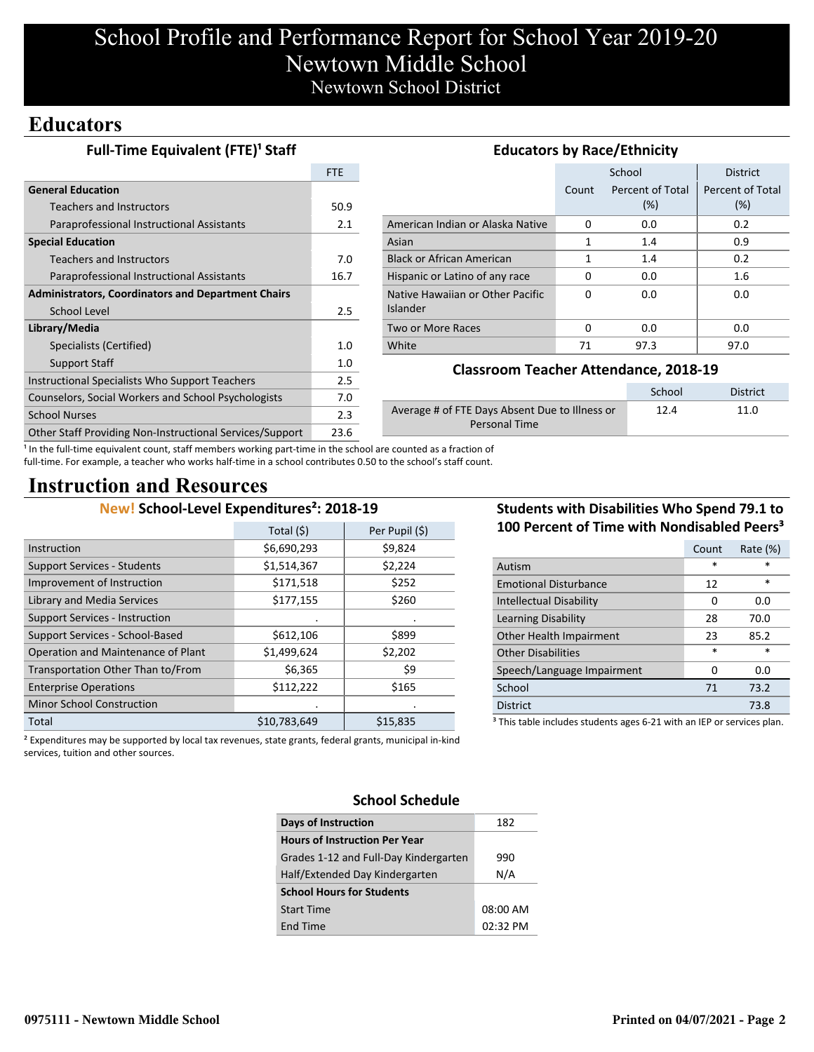# School Profile and Performance Report for School Year 2019-20
# Newtown Middle School
## Newtown School District

## Educators

### Full-Time Equivalent (FTE)[1] Staff

| | FTE |
|---|---|
| **General Education** | |
| Teachers and Instructors | 50.9 |
| Paraprofessional Instructional Assistants | 2.1 |
| **Special Education** | |
| Teachers and Instructors | 7.0 |
| Paraprofessional Instructional Assistants | 16.7 |
| **Administrators, Coordinators and Department Chairs** | |
| School Level | 2.5 |
| **Library/Media** | |
| Specialists (Certified) | 1.0 |
| Support Staff | 1.0 |
| Instructional Specialists Who Support Teachers | 2.5 |
| Counselors, Social Workers and School Psychologists | 7.0 |
| School Nurses | 2.3 |
| Other Staff Providing Non-Instructional Services/Support | 23.6 |

[1] In the full-time equivalent count, staff members working part-time in the school are counted as a fraction of full-time. For example, a teacher who works half-time in a school contributes 0.50 to the school's staff count.

### Educators by Race/Ethnicity

| | School | | District |
|---|---|---|---|
| | Count | Percent of Total (%) | Percent of Total (%) |
| American Indian or Alaska Native | 0 | 0.0 | 0.2 |
| Asian | 1 | 1.4 | 0.9 |
| Black or African American | 1 | 1.4 | 0.2 |
| Hispanic or Latino of any race | 0 | 0.0 | 1.6 |
| Native Hawaiian or Other Pacific Islander | 0 | 0.0 | 0.0 |
| Two or More Races | 0 | 0.0 | 0.0 |
| White | 71 | 97.3 | 97.0 |

### Classroom Teacher Attendance, 2018-19

| | School | District |
|---|---|---|
| Average # of FTE Days Absent Due to Illness or Personal Time | 12.4 | 11.0 |

## Instruction and Resources

### New! School-Level Expenditures[2]: 2018-19

| | Total ($) | Per Pupil ($) |
|---|---|---|
| Instruction | $6,690,293 | $9,824 |
| Support Services - Students | $1,514,367 | $2,224 |
| Improvement of Instruction | $171,518 | $252 |
| Library and Media Services | $177,155 | $260 |
| Support Services - Instruction | . | . |
| Support Services - School-Based | $612,106 | $899 |
| Operation and Maintenance of Plant | $1,499,624 | $2,202 |
| Transportation Other Than to/From | $6,365 | $9 |
| Enterprise Operations | $112,222 | $165 |
| Minor School Construction | . | . |
| Total | $10,783,649 | $15,835 |

[2] Expenditures may be supported by local tax revenues, state grants, federal grants, municipal in-kind services, tuition and other sources.

### Students with Disabilities Who Spend 79.1 to 100 Percent of Time with Nondisabled Peers[3]

| | Count | Rate (%) |
|---|---|---|
| Autism | * | * |
| Emotional Disturbance | 12 | * |
| Intellectual Disability | 0 | 0.0 |
| Learning Disability | 28 | 70.0 |
| Other Health Impairment | 23 | 85.2 |
| Other Disabilities | * | * |
| Speech/Language Impairment | 0 | 0.0 |
| School | 71 | 73.2 |
| District | | 73.8 |

[3] This table includes students ages 6-21 with an IEP or services plan.

### School Schedule

| | |
|---|---|
| **Days of Instruction** | 182 |
| **Hours of Instruction Per Year** | |
| Grades 1-12 and Full-Day Kindergarten | 990 |
| Half/Extended Day Kindergarten | N/A |
| **School Hours for Students** | |
| Start Time | 08:00 AM |
| End Time | 02:32 PM |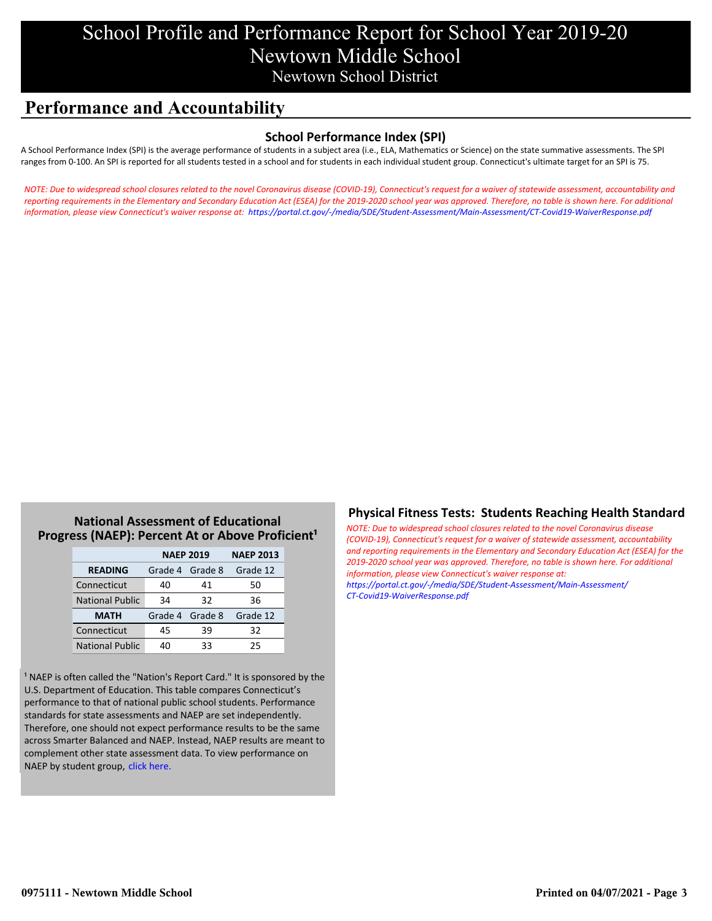# School Profile and Performance Report for School Year 2019-20
# Newtown Middle School
## Newtown School District

## Performance and Accountability

### School Performance Index (SPI)

A School Performance Index (SPI) is the average performance of students in a subject area (i.e., ELA, Mathematics or Science) on the state summative assessments. The SPI ranges from 0-100. An SPI is reported for all students tested in a school and for students in each individual student group. Connecticut's ultimate target for an SPI is 75.

*NOTE: Due to widespread school closures related to the novel Coronavirus disease (COVID-19), Connecticut's request for a waiver of statewide assessment, accountability and reporting requirements in the Elementary and Secondary Education Act (ESEA) for the 2019-2020 school year was approved. Therefore, no table is shown here. For additional information, please view Connecticut's waiver response at: https://portal.ct.gov/-/media/SDE/Student-Assessment/Main-Assessment/CT-Covid19-WaiverResponse.pdf*

### National Assessment of Educational Progress (NAEP): Percent At or Above Proficient[1]

| | NAEP 2019 | | NAEP 2013 |
|---|---|---|---|
| **READING** | Grade 4 | Grade 8 | Grade 12 |
| Connecticut | 40 | 41 | 50 |
| National Public | 34 | 32 | 36 |
| **MATH** | Grade 4 | Grade 8 | Grade 12 |
| Connecticut | 45 | 39 | 32 |
| National Public | 40 | 33 | 25 |

[1] NAEP is often called the "Nation's Report Card." It is sponsored by the U.S. Department of Education. This table compares Connecticut's performance to that of national public school students. Performance standards for state assessments and NAEP are set independently. Therefore, one should not expect performance results to be the same across Smarter Balanced and NAEP. Instead, NAEP results are meant to complement other state assessment data. To view performance on NAEP by student group, click here.

### Physical Fitness Tests: Students Reaching Health Standard

*NOTE: Due to widespread school closures related to the novel Coronavirus disease (COVID-19), Connecticut's request for a waiver of statewide assessment, accountability and reporting requirements in the Elementary and Secondary Education Act (ESEA) for the 2019-2020 school year was approved. Therefore, no table is shown here. For additional information, please view Connecticut's waiver response at: https://portal.ct.gov/-/media/SDE/Student-Assessment/Main-Assessment/CT-Covid19-WaiverResponse.pdf*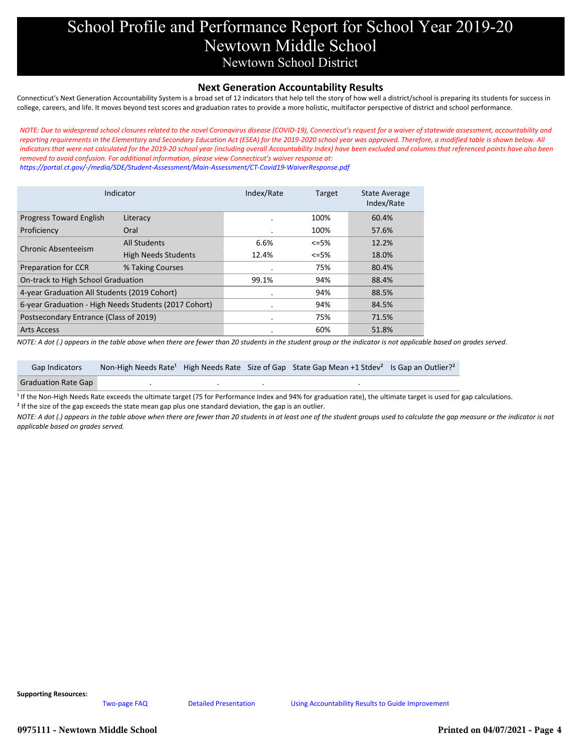# School Profile and Performance Report for School Year 2019-20
# Newtown Middle School
## Newtown School District

### Next Generation Accountability Results

Connecticut's Next Generation Accountability System is a broad set of 12 indicators that help tell the story of how well a district/school is preparing its students for success in college, careers, and life. It moves beyond test scores and graduation rates to provide a more holistic, multifactor perspective of district and school performance.

*NOTE: Due to widespread school closures related to the novel Coronavirus disease (COVID-19), Connecticut's request for a waiver of statewide assessment, accountability and reporting requirements in the Elementary and Secondary Education Act (ESEA) for the 2019-2020 school year was approved. Therefore, a modified table is shown below. All indicators that were not calculated for the 2019-20 school year (including overall Accountability Index) have been excluded and columns that referenced points have also been removed to avoid confusion. For additional information, please view Connecticut's waiver response at: https://portal.ct.gov/-/media/SDE/Student-Assessment/Main-Assessment/CT-Covid19-WaiverResponse.pdf*

| Indicator | | Index/Rate | Target | State Average Index/Rate |
|---|---|---|---|---|
| Progress Toward English Proficiency | Literacy | . | 100% | 60.4% |
| | Oral | . | 100% | 57.6% |
| Chronic Absenteeism | All Students | 6.6% | <=5% | 12.2% |
| | High Needs Students | 12.4% | <=5% | 18.0% |
| Preparation for CCR | % Taking Courses | . | 75% | 80.4% |
| On-track to High School Graduation | | 99.1% | 94% | 88.4% |
| 4-year Graduation All Students (2019 Cohort) | | . | 94% | 88.5% |
| 6-year Graduation - High Needs Students (2017 Cohort) | | . | 94% | 84.5% |
| Postsecondary Entrance (Class of 2019) | | . | 75% | 71.5% |
| Arts Access | | . | 60% | 51.8% |

*NOTE: A dot (.) appears in the table above when there are fewer than 20 students in the student group or the indicator is not applicable based on grades served.*

| Gap Indicators | Non-High Needs Rate[1] | High Needs Rate | Size of Gap | State Gap Mean +1 Stdev[2] | Is Gap an Outlier?[2] |
|---|---|---|---|---|---|
| Graduation Rate Gap | . | . | . | . | |

[1] If the Non-High Needs Rate exceeds the ultimate target (75 for Performance Index and 94% for graduation rate), the ultimate target is used for gap calculations.

[2] If the size of the gap exceeds the state mean gap plus one standard deviation, the gap is an outlier.

*NOTE: A dot (.) appears in the table above when there are fewer than 20 students in at least one of the student groups used to calculate the gap measure or the indicator is not applicable based on grades served.*

**Supporting Resources:**

Two-page FAQ    Detailed Presentation    Using Accountability Results to Guide Improvement